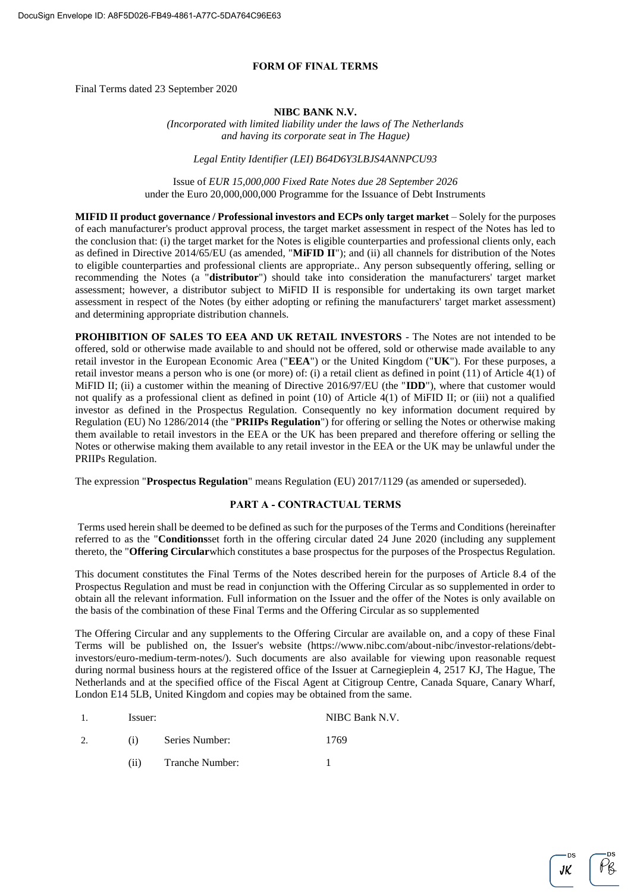# FORM OF FINAL TERMS

Final Terms dated 23 September 2020

**NIBC BANK N.V.**

*(Incorporated with limited liability under the laws of The Netherlands and having its corporate seat in The Hague)*

*Legal Entity Identifier (LEI) B64D6Y3LBJS4ANNPCU93*

Issue of *EUR 15,000,000 Fixed Rate Notes due 28 September 2026*
under the Euro 20,000,000,000 Programme for the Issuance of Debt Instruments

**MIFID II product governance / Professional investors and ECPs only target market** – Solely for the purposes of each manufacturer's product approval process, the target market assessment in respect of the Notes has led to the conclusion that: (i) the target market for the Notes is eligible counterparties and professional clients only, each as defined in Directive 2014/65/EU (as amended, "**MiFID II**"); and (ii) all channels for distribution of the Notes to eligible counterparties and professional clients are appropriate.. Any person subsequently offering, selling or recommending the Notes (a "**distributor**") should take into consideration the manufacturers' target market assessment; however, a distributor subject to MiFID II is responsible for undertaking its own target market assessment in respect of the Notes (by either adopting or refining the manufacturers' target market assessment) and determining appropriate distribution channels.

**PROHIBITION OF SALES TO EEA AND UK RETAIL INVESTORS** - The Notes are not intended to be offered, sold or otherwise made available to and should not be offered, sold or otherwise made available to any retail investor in the European Economic Area ("**EEA**") or the United Kingdom ("**UK**"). For these purposes, a retail investor means a person who is one (or more) of: (i) a retail client as defined in point (11) of Article 4(1) of MiFID II; (ii) a customer within the meaning of Directive 2016/97/EU (the "**IDD**"), where that customer would not qualify as a professional client as defined in point (10) of Article 4(1) of MiFID II; or (iii) not a qualified investor as defined in the Prospectus Regulation. Consequently no key information document required by Regulation (EU) No 1286/2014 (the "**PRIIPs Regulation**") for offering or selling the Notes or otherwise making them available to retail investors in the EEA or the UK has been prepared and therefore offering or selling the Notes or otherwise making them available to any retail investor in the EEA or the UK may be unlawful under the PRIIPs Regulation.

The expression "**Prospectus Regulation**" means Regulation (EU) 2017/1129 (as amended or superseded).

## PART A - CONTRACTUAL TERMS

Terms used herein shall be deemed to be defined as such for the purposes of the Terms and Conditions (hereinafter referred to as the "**Conditions**set forth in the offering circular dated 24 June 2020 (including any supplement thereto, the "**Offering Circular**which constitutes a base prospectus for the purposes of the Prospectus Regulation.

This document constitutes the Final Terms of the Notes described herein for the purposes of Article 8.4 of the Prospectus Regulation and must be read in conjunction with the Offering Circular as so supplemented in order to obtain all the relevant information. Full information on the Issuer and the offer of the Notes is only available on the basis of the combination of these Final Terms and the Offering Circular as so supplemented

The Offering Circular and any supplements to the Offering Circular are available on, and a copy of these Final Terms will be published on, the Issuer's website (https://www.nibc.com/about-nibc/investor-relations/debt-investors/euro-medium-term-notes/). Such documents are also available for viewing upon reasonable request during normal business hours at the registered office of the Issuer at Carnegieplein 4, 2517 KJ, The Hague, The Netherlands and at the specified office of the Fiscal Agent at Citigroup Centre, Canada Square, Canary Wharf, London E14 5LB, United Kingdom and copies may be obtained from the same.

| | | | |
|---|---|---|---|
| 1. | Issuer: | | NIBC Bank N.V. |
| 2. | (i) | Series Number: | 1769 |
| | (ii) | Tranche Number: | 1 |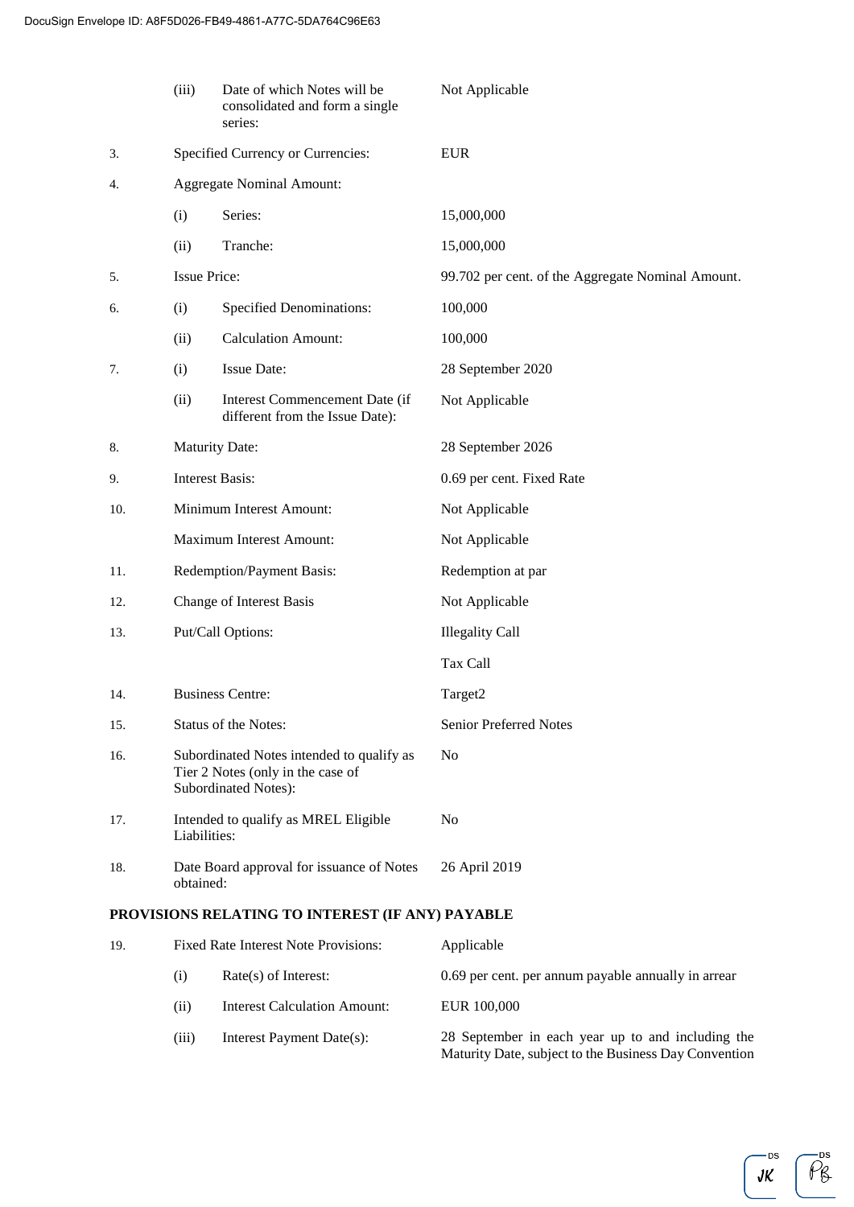| | | | |
|---|---|---|---|
| | (iii) | Date of which Notes will be consolidated and form a single series: | Not Applicable |
| 3. | Specified Currency or Currencies: | | EUR |
| 4. | Aggregate Nominal Amount: | | |
| | (i) | Series: | 15,000,000 |
| | (ii) | Tranche: | 15,000,000 |
| 5. | Issue Price: | | 99.702 per cent. of the Aggregate Nominal Amount. |
| 6. | (i) | Specified Denominations: | 100,000 |
| | (ii) | Calculation Amount: | 100,000 |
| 7. | (i) | Issue Date: | 28 September 2020 |
| | (ii) | Interest Commencement Date (if different from the Issue Date): | Not Applicable |
| 8. | Maturity Date: | | 28 September 2026 |
| 9. | Interest Basis: | | 0.69 per cent. Fixed Rate |
| 10. | Minimum Interest Amount: | | Not Applicable |
| | Maximum Interest Amount: | | Not Applicable |
| 11. | Redemption/Payment Basis: | | Redemption at par |
| 12. | Change of Interest Basis | | Not Applicable |
| 13. | Put/Call Options: | | Illegality Call<br>Tax Call |
| 14. | Business Centre: | | Target2 |
| 15. | Status of the Notes: | | Senior Preferred Notes |
| 16. | Subordinated Notes intended to qualify as Tier 2 Notes (only in the case of Subordinated Notes): | | No |
| 17. | Intended to qualify as MREL Eligible Liabilities: | | No |
| 18. | Date Board approval for issuance of Notes obtained: | | 26 April 2019 |

**PROVISIONS RELATING TO INTEREST (IF ANY) PAYABLE**

| | | | |
|---|---|---|---|
| 19. | Fixed Rate Interest Note Provisions: | | Applicable |
| | (i) | Rate(s) of Interest: | 0.69 per cent. per annum payable annually in arrear |
| | (ii) | Interest Calculation Amount: | EUR 100,000 |
| | (iii) | Interest Payment Date(s): | 28 September in each year up to and including the Maturity Date, subject to the Business Day Convention |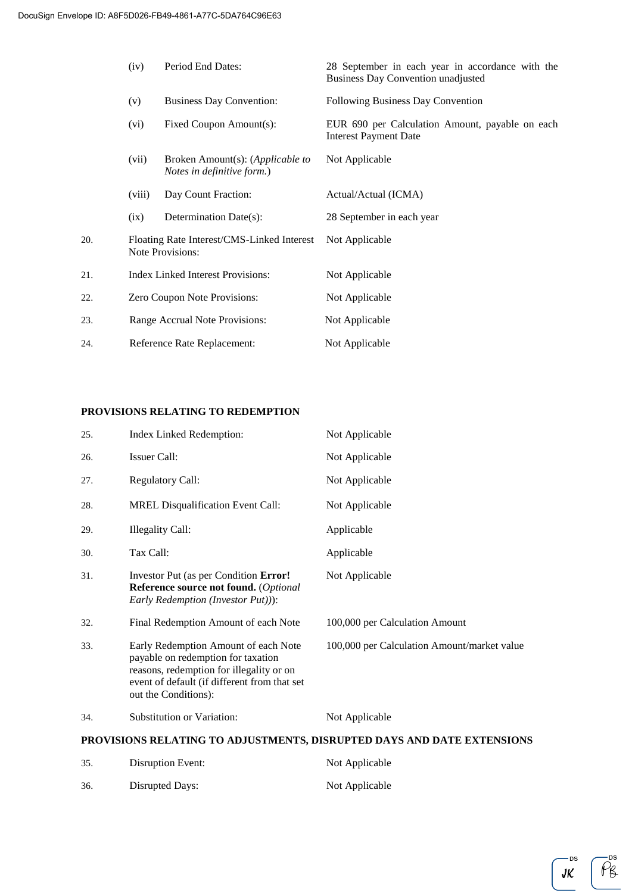| | | | |
|---|---|---|---|
| | (iv) | Period End Dates: | 28 September in each year in accordance with the Business Day Convention unadjusted |
| | (v) | Business Day Convention: | Following Business Day Convention |
| | (vi) | Fixed Coupon Amount(s): | EUR 690 per Calculation Amount, payable on each Interest Payment Date |
| | (vii) | Broken Amount(s): (*Applicable to Notes in definitive form.*) | Not Applicable |
| | (viii) | Day Count Fraction: | Actual/Actual (ICMA) |
| | (ix) | Determination Date(s): | 28 September in each year |
| 20. | Floating Rate Interest/CMS-Linked Interest Note Provisions: | | Not Applicable |
| 21. | Index Linked Interest Provisions: | | Not Applicable |
| 22. | Zero Coupon Note Provisions: | | Not Applicable |
| 23. | Range Accrual Note Provisions: | | Not Applicable |
| 24. | Reference Rate Replacement: | | Not Applicable |

**PROVISIONS RELATING TO REDEMPTION**

| | | |
|---|---|---|
| 25. | Index Linked Redemption: | Not Applicable |
| 26. | Issuer Call: | Not Applicable |
| 27. | Regulatory Call: | Not Applicable |
| 28. | MREL Disqualification Event Call: | Not Applicable |
| 29. | Illegality Call: | Applicable |
| 30. | Tax Call: | Applicable |
| 31. | Investor Put (as per Condition **Error! Reference source not found.** (*Optional Early Redemption (Investor Put)*)): | Not Applicable |
| 32. | Final Redemption Amount of each Note | 100,000 per Calculation Amount |
| 33. | Early Redemption Amount of each Note payable on redemption for taxation reasons, redemption for illegality or on event of default (if different from that set out the Conditions): | 100,000 per Calculation Amount/market value |
| 34. | Substitution or Variation: | Not Applicable |

**PROVISIONS RELATING TO ADJUSTMENTS, DISRUPTED DAYS AND DATE EXTENSIONS**

| | | |
|---|---|---|
| 35. | Disruption Event: | Not Applicable |
| 36. | Disrupted Days: | Not Applicable |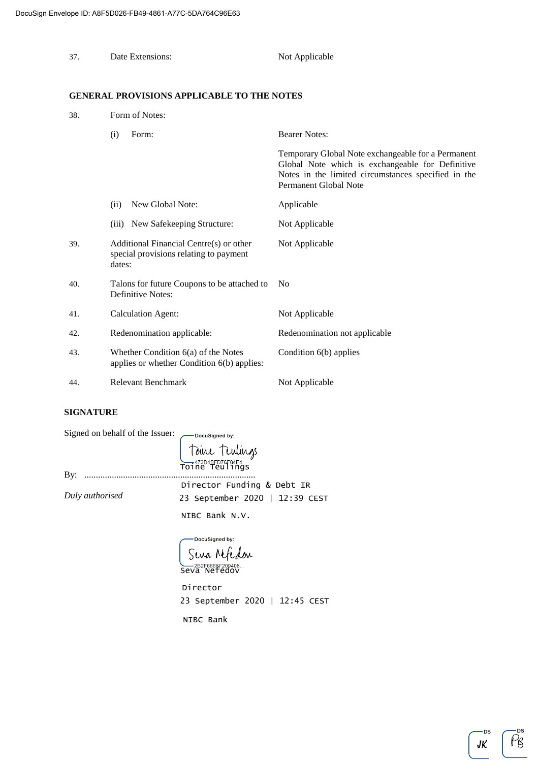| | | |
|---|---|---|
| 37. | Date Extensions: | Not Applicable |

**GENERAL PROVISIONS APPLICABLE TO THE NOTES**

| | | |
|---|---|---|
| 38. | Form of Notes: | |
| | (i) Form: | Bearer Notes: Temporary Global Note exchangeable for a Permanent Global Note which is exchangeable for Definitive Notes in the limited circumstances specified in the Permanent Global Note |
| | (ii) New Global Note: | Applicable |
| | (iii) New Safekeeping Structure: | Not Applicable |
| 39. | Additional Financial Centre(s) or other special provisions relating to payment dates: | Not Applicable |
| 40. | Talons for future Coupons to be attached to Definitive Notes: | No |
| 41. | Calculation Agent: | Not Applicable |
| 42. | Redenomination applicable: | Redenomination not applicable |
| 43. | Whether Condition 6(a) of the Notes applies or whether Condition 6(b) applies: | Condition 6(b) applies |
| 44. | Relevant Benchmark | Not Applicable |

**SIGNATURE**

Signed on behalf of the Issuer:

DocuSigned by:
Toine Teulings
473D4BFD76F04F4...

By: ..........................................................................

Toine Teulings
Director Funding & Debt IR
23 September 2020 | 12:39 CEST
NIBC Bank N.V.

*Duly authorised*

DocuSigned by:
Seva Nefedov
2B2F6668F209408...

Seva Nefedov
Director
23 September 2020 | 12:45 CEST
NIBC Bank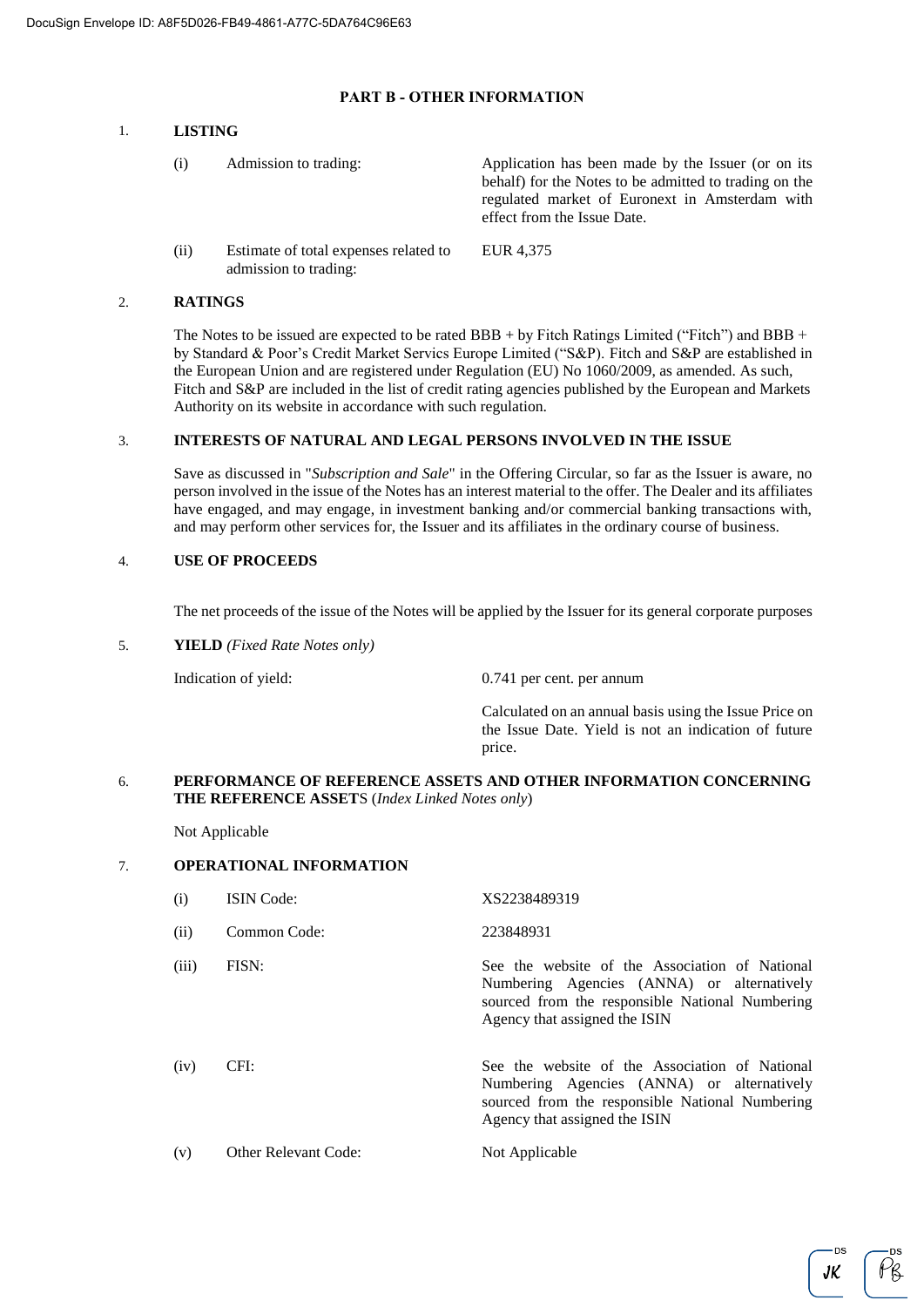## PART B - OTHER INFORMATION

### 1. LISTING

| | | |
|---|---|---|
| (i) | Admission to trading: | Application has been made by the Issuer (or on its behalf) for the Notes to be admitted to trading on the regulated market of Euronext in Amsterdam with effect from the Issue Date. |
| (ii) | Estimate of total expenses related to admission to trading: | EUR 4,375 |

### 2. RATINGS

The Notes to be issued are expected to be rated BBB + by Fitch Ratings Limited ("Fitch") and BBB + by Standard & Poor's Credit Market Services Europe Limited ("S&P). Fitch and S&P are established in the European Union and are registered under Regulation (EU) No 1060/2009, as amended. As such, Fitch and S&P are included in the list of credit rating agencies published by the European and Markets Authority on its website in accordance with such regulation.

### 3. INTERESTS OF NATURAL AND LEGAL PERSONS INVOLVED IN THE ISSUE

Save as discussed in "*Subscription and Sale*" in the Offering Circular, so far as the Issuer is aware, no person involved in the issue of the Notes has an interest material to the offer. The Dealer and its affiliates have engaged, and may engage, in investment banking and/or commercial banking transactions with, and may perform other services for, the Issuer and its affiliates in the ordinary course of business.

### 4. USE OF PROCEEDS

The net proceeds of the issue of the Notes will be applied by the Issuer for its general corporate purposes

### 5. YIELD *(Fixed Rate Notes only)*

| | |
|---|---|
| Indication of yield: | 0.741 per cent. per annum |
| | Calculated on an annual basis using the Issue Price on the Issue Date. Yield is not an indication of future price. |

### 6. PERFORMANCE OF REFERENCE ASSETS AND OTHER INFORMATION CONCERNING THE REFERENCE ASSETS (*Index Linked Notes only*)

Not Applicable

### 7. OPERATIONAL INFORMATION

| | | |
|---|---|---|
| (i) | ISIN Code: | XS2238489319 |
| (ii) | Common Code: | 223848931 |
| (iii) | FISN: | See the website of the Association of National Numbering Agencies (ANNA) or alternatively sourced from the responsible National Numbering Agency that assigned the ISIN |
| (iv) | CFI: | See the website of the Association of National Numbering Agencies (ANNA) or alternatively sourced from the responsible National Numbering Agency that assigned the ISIN |
| (v) | Other Relevant Code: | Not Applicable |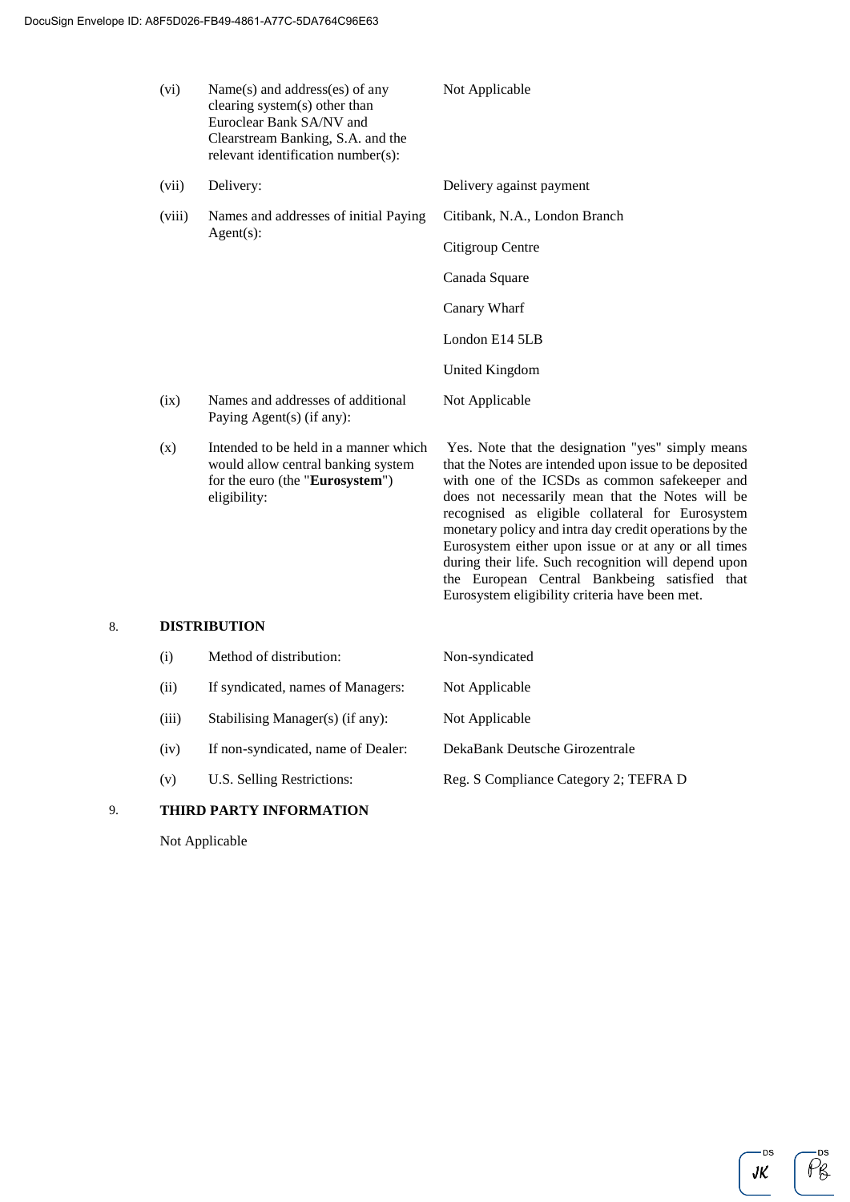| | | |
|---|---|---|
| (vi) | Name(s) and address(es) of any clearing system(s) other than Euroclear Bank SA/NV and Clearstream Banking, S.A. and the relevant identification number(s): | Not Applicable |
| (vii) | Delivery: | Delivery against payment |
| (viii) | Names and addresses of initial Paying Agent(s): | Citibank, N.A., London Branch<br>Citigroup Centre<br>Canada Square<br>Canary Wharf<br>London E14 5LB<br>United Kingdom |
| (ix) | Names and addresses of additional Paying Agent(s) (if any): | Not Applicable |
| (x) | Intended to be held in a manner which would allow central banking system for the euro (the "**Eurosystem**") eligibility: | Yes. Note that the designation "yes" simply means that the Notes are intended upon issue to be deposited with one of the ICSDs as common safekeeper and does not necessarily mean that the Notes will be recognised as eligible collateral for Eurosystem monetary policy and intra day credit operations by the Eurosystem either upon issue or at any or all times during their life. Such recognition will depend upon the European Central Bankbeing satisfied that Eurosystem eligibility criteria have been met. |

## 8. DISTRIBUTION

| | | |
|---|---|---|
| (i) | Method of distribution: | Non-syndicated |
| (ii) | If syndicated, names of Managers: | Not Applicable |
| (iii) | Stabilising Manager(s) (if any): | Not Applicable |
| (iv) | If non-syndicated, name of Dealer: | DekaBank Deutsche Girozentrale |
| (v) | U.S. Selling Restrictions: | Reg. S Compliance Category 2; TEFRA D |

## 9. THIRD PARTY INFORMATION

Not Applicable